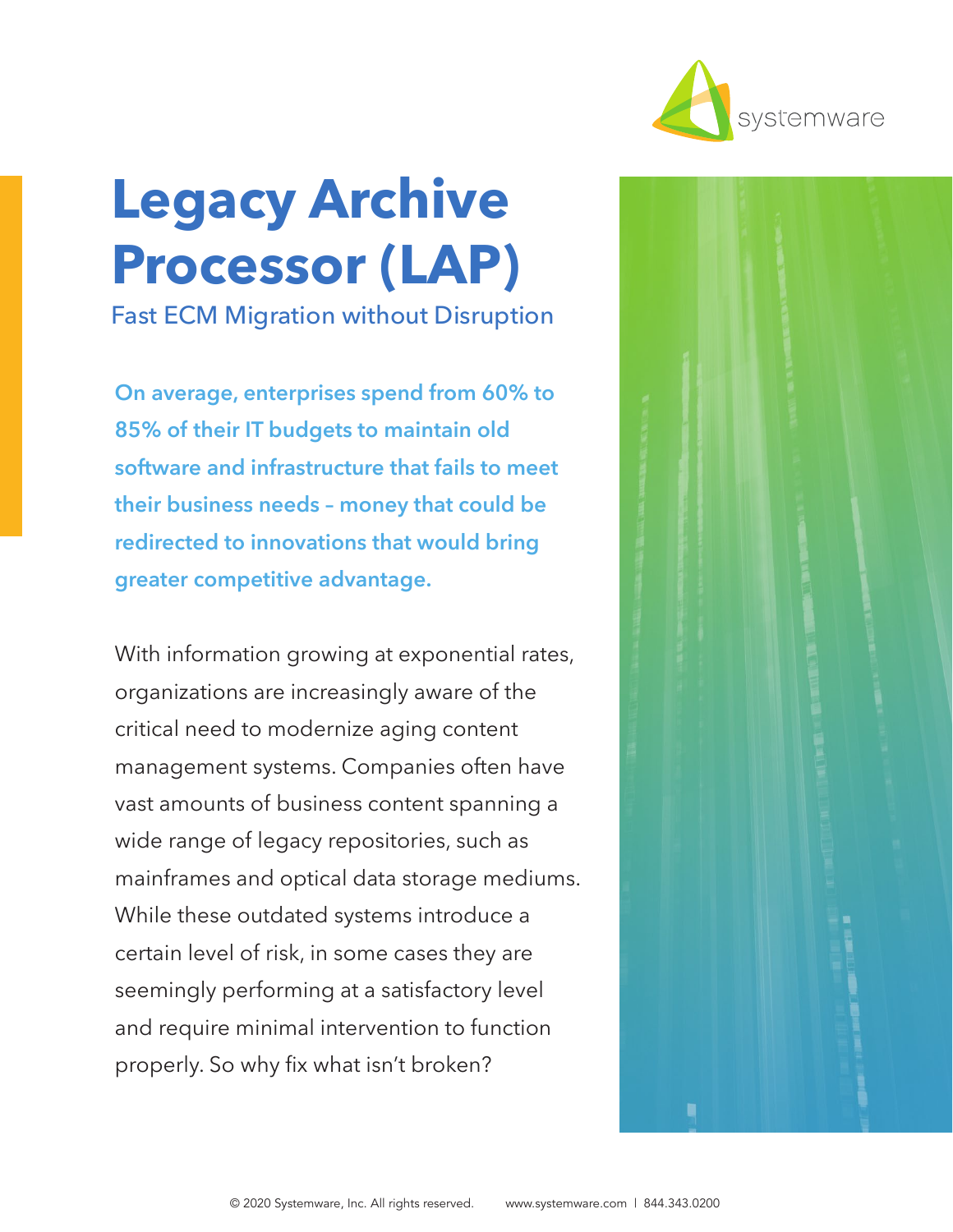# Legacy Archive Processor (LAP)

## Fast ECM Migration without Disruption

**On average, enterprises spend from 60% to 85% of their IT budgets to maintain old software and infrastructure that fails to meet their business needs – money that could be redirected to innovations that would bring greater competitive advantage.**

With information growing at exponential rates, organizations are increasingly aware of the critical need to modernize aging content management systems. Companies often have vast amounts of business content spanning a wide range of legacy repositories, such as mainframes and optical data storage mediums. While these outdated systems introduce a certain level of risk, in some cases they are seemingly performing at a satisfactory level and require minimal intervention to function properly. So why fix what isn't broken?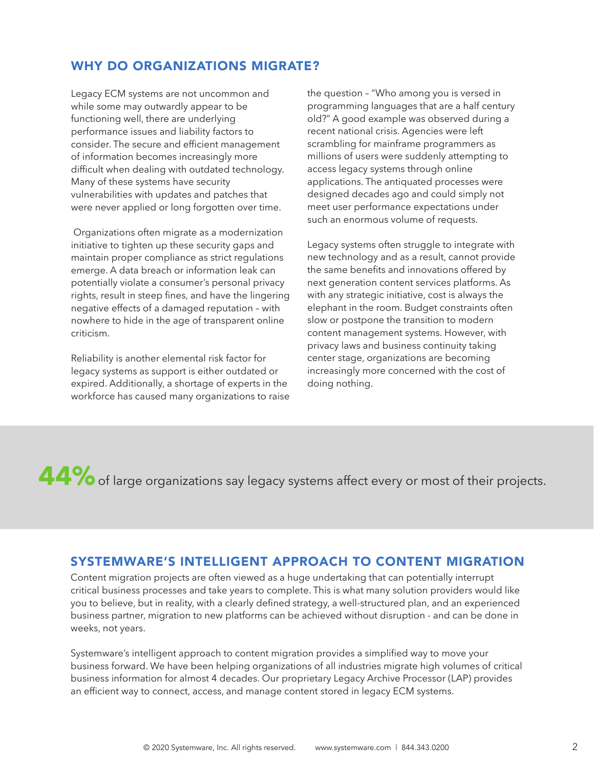## WHY DO ORGANIZATIONS MIGRATE?

Legacy ECM systems are not uncommon and while some may outwardly appear to be functioning well, there are underlying performance issues and liability factors to consider. The secure and efficient management of information becomes increasingly more difficult when dealing with outdated technology. Many of these systems have security vulnerabilities with updates and patches that were never applied or long forgotten over time.

Organizations often migrate as a modernization initiative to tighten up these security gaps and maintain proper compliance as strict regulations emerge. A data breach or information leak can potentially violate a consumer's personal privacy rights, result in steep fines, and have the lingering negative effects of a damaged reputation – with nowhere to hide in the age of transparent online criticism.

Reliability is another elemental risk factor for legacy systems as support is either outdated or expired. Additionally, a shortage of experts in the workforce has caused many organizations to raise the question – "Who among you is versed in programming languages that are a half century old?" A good example was observed during a recent national crisis. Agencies were left scrambling for mainframe programmers as millions of users were suddenly attempting to access legacy systems through online applications. The antiquated processes were designed decades ago and could simply not meet user performance expectations under such an enormous volume of requests.

Legacy systems often struggle to integrate with new technology and as a result, cannot provide the same benefits and innovations offered by next generation content services platforms. As with any strategic initiative, cost is always the elephant in the room. Budget constraints often slow or postpone the transition to modern content management systems. However, with privacy laws and business continuity taking center stage, organizations are becoming increasingly more concerned with the cost of doing nothing.

**44%** of large organizations say legacy systems affect every or most of their projects.

## SYSTEMWARE'S INTELLIGENT APPROACH TO CONTENT MIGRATION

Content migration projects are often viewed as a huge undertaking that can potentially interrupt critical business processes and take years to complete. This is what many solution providers would like you to believe, but in reality, with a clearly defined strategy, a well-structured plan, and an experienced business partner, migration to new platforms can be achieved without disruption - and can be done in weeks, not years.

Systemware's intelligent approach to content migration provides a simplified way to move your business forward. We have been helping organizations of all industries migrate high volumes of critical business information for almost 4 decades. Our proprietary Legacy Archive Processor (LAP) provides an efficient way to connect, access, and manage content stored in legacy ECM systems.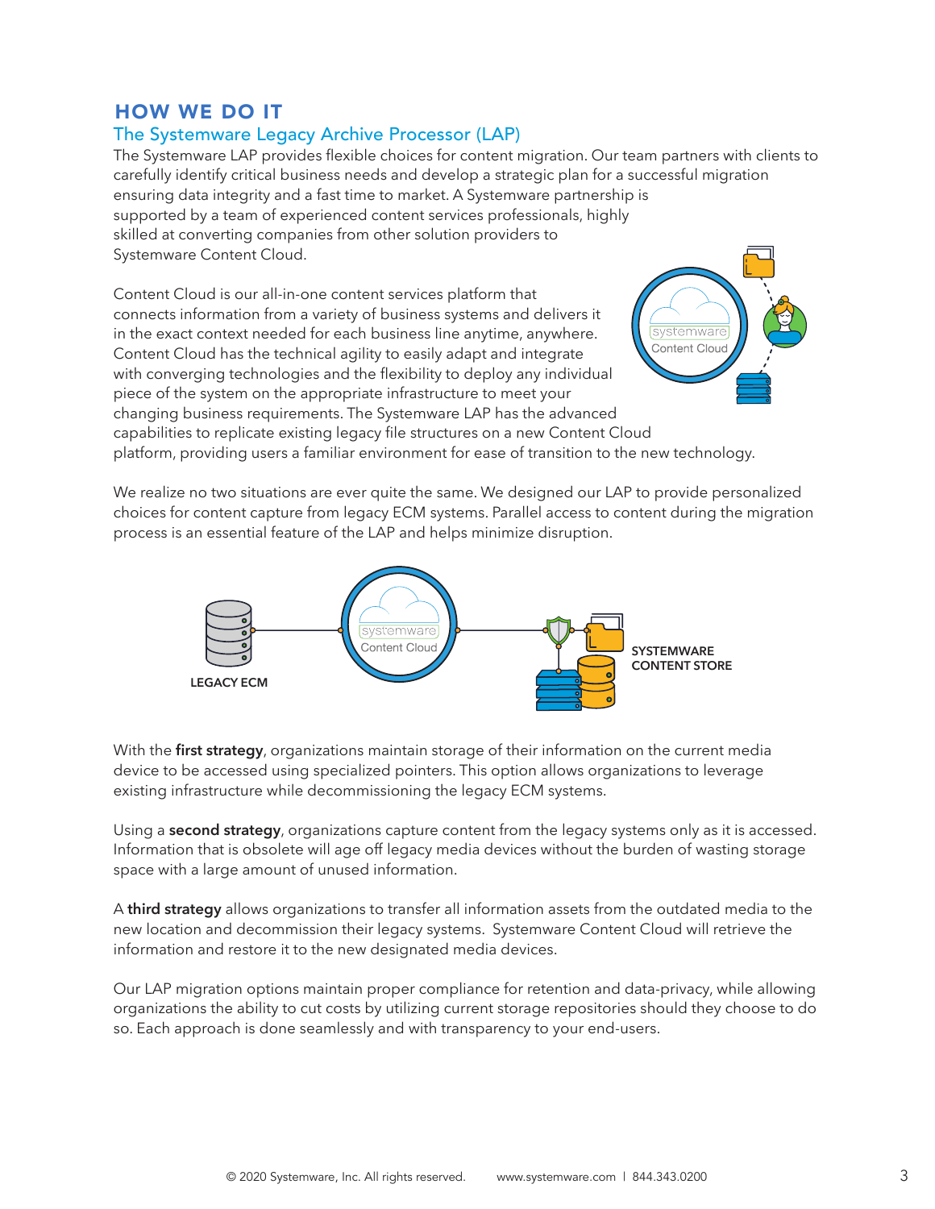## HOW WE DO IT

### The Systemware Legacy Archive Processor (LAP)

The Systemware LAP provides flexible choices for content migration. Our team partners with clients to carefully identify critical business needs and develop a strategic plan for a successful migration ensuring data integrity and a fast time to market. A Systemware partnership is supported by a team of experienced content services professionals, highly skilled at converting companies from other solution providers to Systemware Content Cloud.

Content Cloud is our all-in-one content services platform that connects information from a variety of business systems and delivers it in the exact context needed for each business line anytime, anywhere. Content Cloud has the technical agility to easily adapt and integrate with converging technologies and the flexibility to deploy any individual piece of the system on the appropriate infrastructure to meet your changing business requirements. The Systemware LAP has the advanced capabilities to replicate existing legacy file structures on a new Content Cloud platform, providing users a familiar environment for ease of transition to the new technology.

We realize no two situations are ever quite the same. We designed our LAP to provide personalized choices for content capture from legacy ECM systems. Parallel access to content during the migration process is an essential feature of the LAP and helps minimize disruption.

LEGACY ECM — systemware Content Cloud — SYSTEMWARE CONTENT STORE

With the **first strategy**, organizations maintain storage of their information on the current media device to be accessed using specialized pointers. This option allows organizations to leverage existing infrastructure while decommissioning the legacy ECM systems.

Using a **second strategy**, organizations capture content from the legacy systems only as it is accessed. Information that is obsolete will age off legacy media devices without the burden of wasting storage space with a large amount of unused information.

A **third strategy** allows organizations to transfer all information assets from the outdated media to the new location and decommission their legacy systems. Systemware Content Cloud will retrieve the information and restore it to the new designated media devices.

Our LAP migration options maintain proper compliance for retention and data-privacy, while allowing organizations the ability to cut costs by utilizing current storage repositories should they choose to do so. Each approach is done seamlessly and with transparency to your end-users.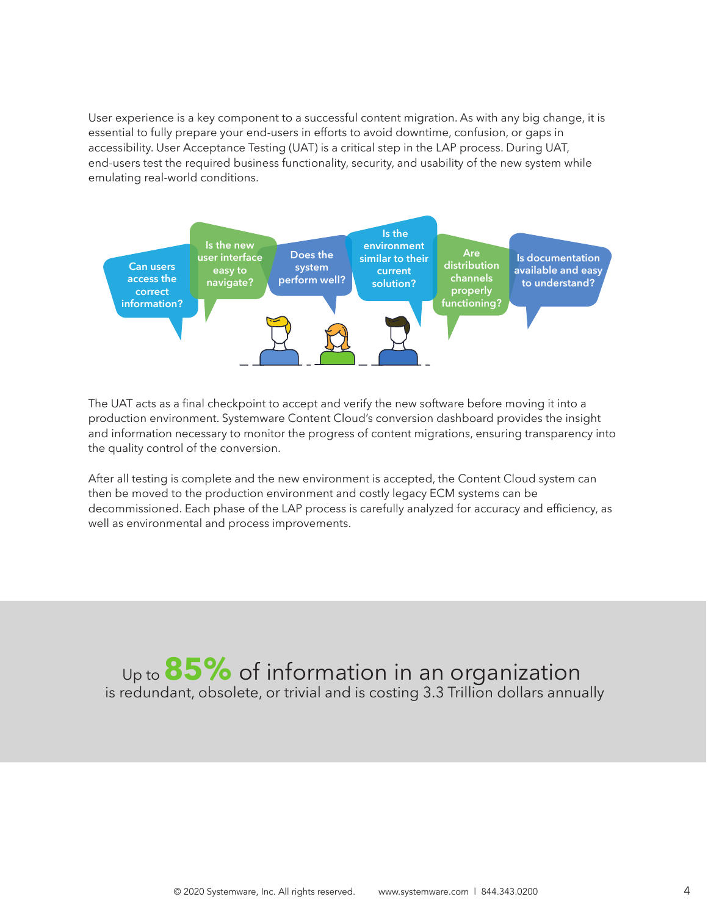User experience is a key component to a successful content migration. As with any big change, it is essential to fully prepare your end-users in efforts to avoid downtime, confusion, or gaps in accessibility. User Acceptance Testing (UAT) is a critical step in the LAP process. During UAT, end-users test the required business functionality, security, and usability of the new system while emulating real-world conditions.

- Can users access the correct information?
- Is the new user interface easy to navigate?
- Does the system perform well?
- Is the environment similar to their current solution?
- Are distribution channels properly functioning?
- Is documentation available and easy to understand?

The UAT acts as a final checkpoint to accept and verify the new software before moving it into a production environment. Systemware Content Cloud's conversion dashboard provides the insight and information necessary to monitor the progress of content migrations, ensuring transparency into the quality control of the conversion.

After all testing is complete and the new environment is accepted, the Content Cloud system can then be moved to the production environment and costly legacy ECM systems can be decommissioned. Each phase of the LAP process is carefully analyzed for accuracy and efficiency, as well as environmental and process improvements.

Up to **85%** of information in an organization is redundant, obsolete, or trivial and is costing 3.3 Trillion dollars annually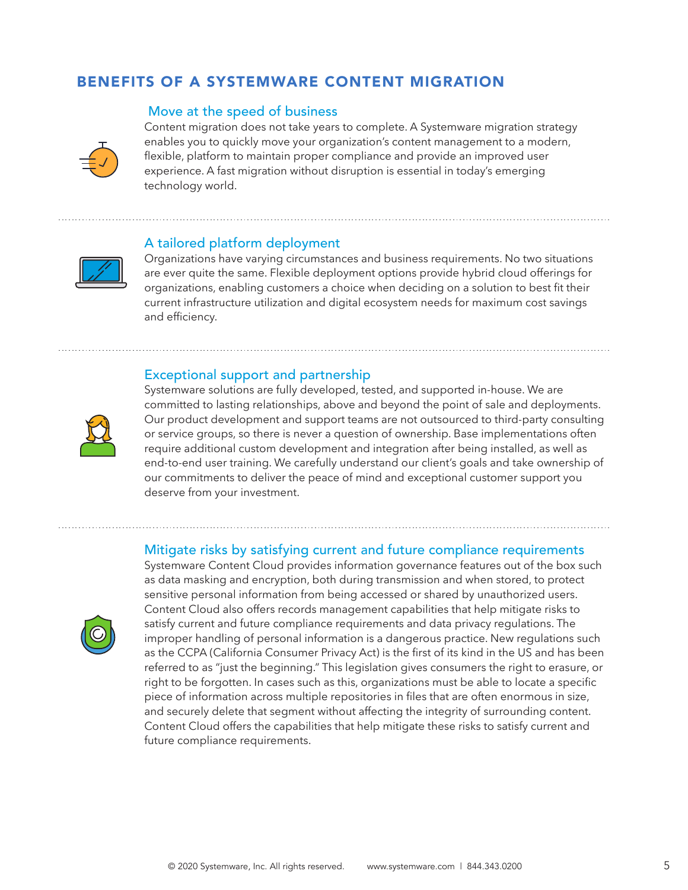## BENEFITS OF A SYSTEMWARE CONTENT MIGRATION

### Move at the speed of business

Content migration does not take years to complete. A Systemware migration strategy enables you to quickly move your organization's content management to a modern, flexible, platform to maintain proper compliance and provide an improved user experience. A fast migration without disruption is essential in today's emerging technology world.

### A tailored platform deployment

Organizations have varying circumstances and business requirements. No two situations are ever quite the same. Flexible deployment options provide hybrid cloud offerings for organizations, enabling customers a choice when deciding on a solution to best fit their current infrastructure utilization and digital ecosystem needs for maximum cost savings and efficiency.

### Exceptional support and partnership

Systemware solutions are fully developed, tested, and supported in-house. We are committed to lasting relationships, above and beyond the point of sale and deployments. Our product development and support teams are not outsourced to third-party consulting or service groups, so there is never a question of ownership. Base implementations often require additional custom development and integration after being installed, as well as end-to-end user training. We carefully understand our client's goals and take ownership of our commitments to deliver the peace of mind and exceptional customer support you deserve from your investment.

### Mitigate risks by satisfying current and future compliance requirements

Systemware Content Cloud provides information governance features out of the box such as data masking and encryption, both during transmission and when stored, to protect sensitive personal information from being accessed or shared by unauthorized users. Content Cloud also offers records management capabilities that help mitigate risks to satisfy current and future compliance requirements and data privacy regulations. The improper handling of personal information is a dangerous practice. New regulations such as the CCPA (California Consumer Privacy Act) is the first of its kind in the US and has been referred to as "just the beginning." This legislation gives consumers the right to erasure, or right to be forgotten. In cases such as this, organizations must be able to locate a specific piece of information across multiple repositories in files that are often enormous in size, and securely delete that segment without affecting the integrity of surrounding content. Content Cloud offers the capabilities that help mitigate these risks to satisfy current and future compliance requirements.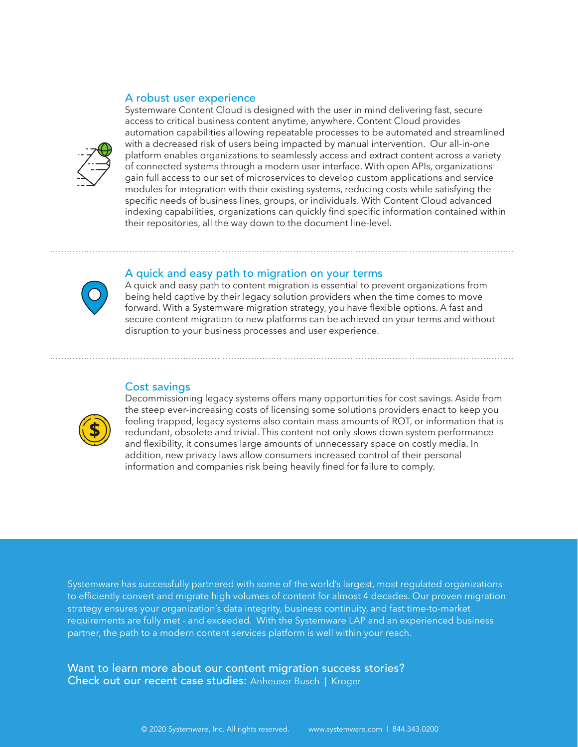## A robust user experience

Systemware Content Cloud is designed with the user in mind delivering fast, secure access to critical business content anytime, anywhere. Content Cloud provides automation capabilities allowing repeatable processes to be automated and streamlined with a decreased risk of users being impacted by manual intervention. Our all-in-one platform enables organizations to seamlessly access and extract content across a variety of connected systems through a modern user interface. With open APIs, organizations gain full access to our set of microservices to develop custom applications and service modules for integration with their existing systems, reducing costs while satisfying the specific needs of business lines, groups, or individuals. With Content Cloud advanced indexing capabilities, organizations can quickly find specific information contained within their repositories, all the way down to the document line-level.

## A quick and easy path to migration on your terms

A quick and easy path to content migration is essential to prevent organizations from being held captive by their legacy solution providers when the time comes to move forward. With a Systemware migration strategy, you have flexible options. A fast and secure content migration to new platforms can be achieved on your terms and without disruption to your business processes and user experience.

## Cost savings

Decommissioning legacy systems offers many opportunities for cost savings. Aside from the steep ever-increasing costs of licensing some solutions providers enact to keep you feeling trapped, legacy systems also contain mass amounts of ROT, or information that is redundant, obsolete and trivial. This content not only slows down system performance and flexibility, it consumes large amounts of unnecessary space on costly media. In addition, new privacy laws allow consumers increased control of their personal information and companies risk being heavily fined for failure to comply.

Systemware has successfully partnered with some of the world's largest, most regulated organizations to efficiently convert and migrate high volumes of content for almost 4 decades. Our proven migration strategy ensures your organization's data integrity, business continuity, and fast time-to-market requirements are fully met - and exceeded. With the Systemware LAP and an experienced business partner, the path to a modern content services platform is well within your reach.

**Want to learn more about our content migration success stories?**
**Check out our recent case studies:** Anheuser Busch | Kroger

© 2020 Systemware, Inc. All rights reserved. www.systemware.com | 844.343.0200